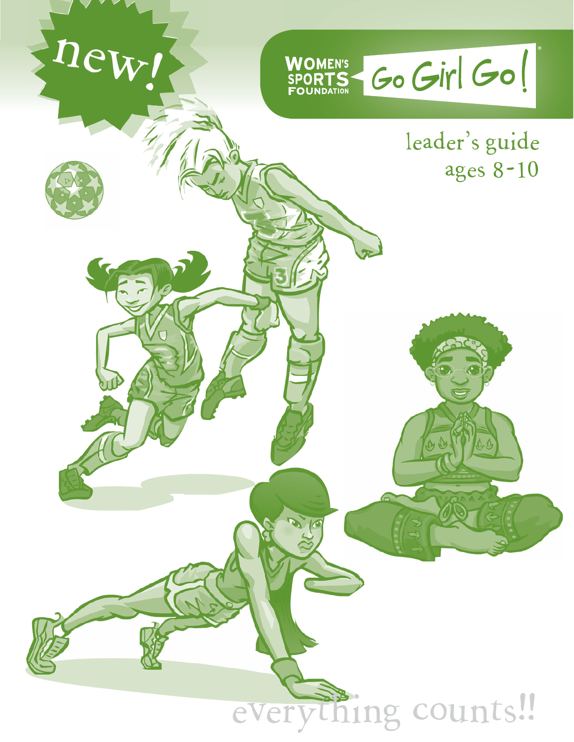new!

WOMEN'S SPORTS FOUNDATION

# Go Girl Go!

leader's guide
ages 8-10

everything counts!!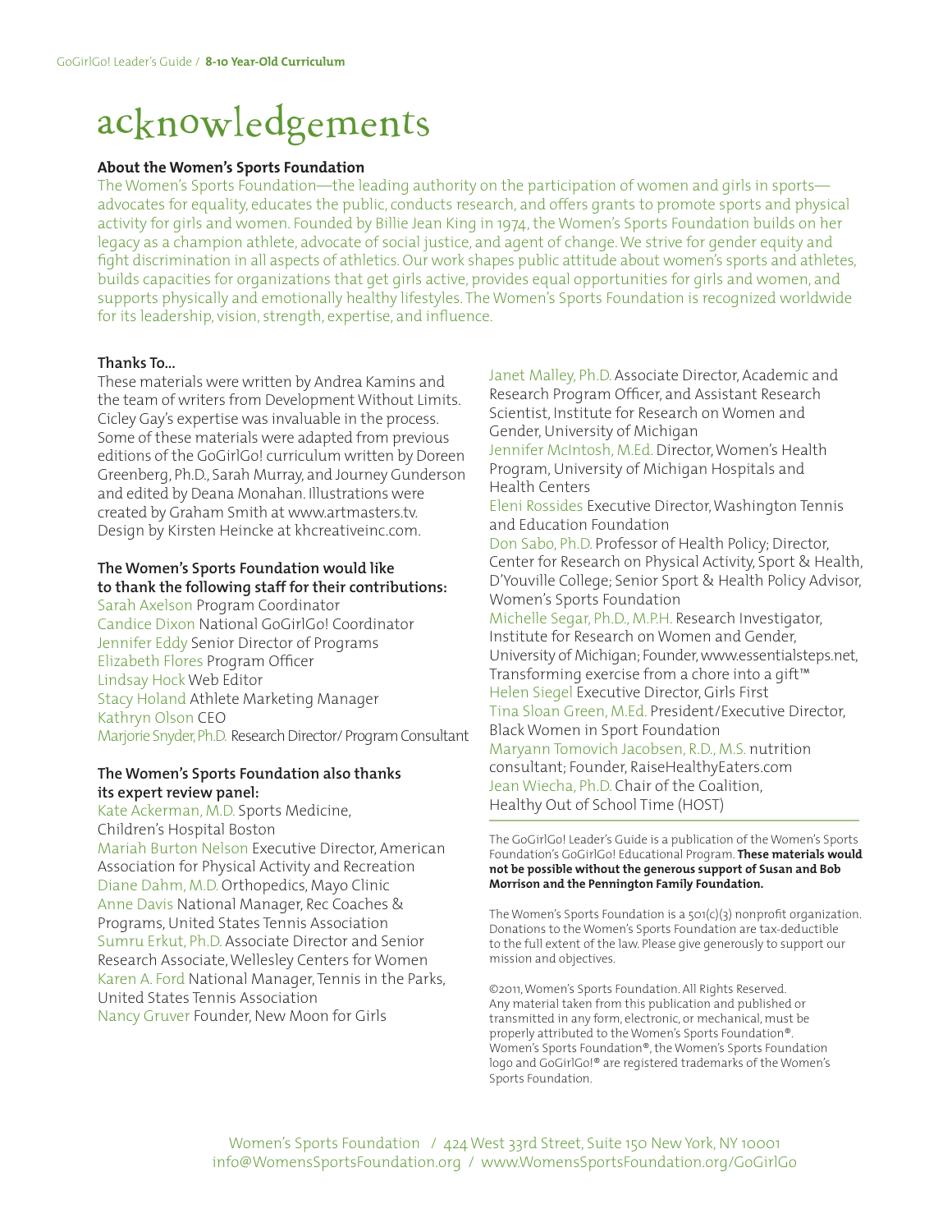# acknowledgements

**About the Women's Sports Foundation**

The Women's Sports Foundation—the leading authority on the participation of women and girls in sports—advocates for equality, educates the public, conducts research, and offers grants to promote sports and physical activity for girls and women. Founded by Billie Jean King in 1974, the Women's Sports Foundation builds on her legacy as a champion athlete, advocate of social justice, and agent of change. We strive for gender equity and fight discrimination in all aspects of athletics. Our work shapes public attitude about women's sports and athletes, builds capacities for organizations that get girls active, provides equal opportunities for girls and women, and supports physically and emotionally healthy lifestyles. The Women's Sports Foundation is recognized worldwide for its leadership, vision, strength, expertise, and influence.

**Thanks To...**

These materials were written by Andrea Kamins and the team of writers from Development Without Limits. Cicley Gay's expertise was invaluable in the process. Some of these materials were adapted from previous editions of the GoGirlGo! curriculum written by Doreen Greenberg, Ph.D., Sarah Murray, and Journey Gunderson and edited by Deana Monahan. Illustrations were created by Graham Smith at www.artmasters.tv. Design by Kirsten Heincke at khcreativeinc.com.

**The Women's Sports Foundation would like to thank the following staff for their contributions:**

Sarah Axelson Program Coordinator
Candice Dixon National GoGirlGo! Coordinator
Jennifer Eddy Senior Director of Programs
Elizabeth Flores Program Officer
Lindsay Hock Web Editor
Stacy Holand Athlete Marketing Manager
Kathryn Olson CEO
Marjorie Snyder, Ph.D. Research Director/ Program Consultant

**The Women's Sports Foundation also thanks its expert review panel:**

Kate Ackerman, M.D. Sports Medicine, Children's Hospital Boston
Mariah Burton Nelson Executive Director, American Association for Physical Activity and Recreation
Diane Dahm, M.D. Orthopedics, Mayo Clinic
Anne Davis National Manager, Rec Coaches & Programs, United States Tennis Association
Sumru Erkut, Ph.D. Associate Director and Senior Research Associate, Wellesley Centers for Women
Karen A. Ford National Manager, Tennis in the Parks, United States Tennis Association
Nancy Gruver Founder, New Moon for Girls
Janet Malley, Ph.D. Associate Director, Academic and Research Program Officer, and Assistant Research Scientist, Institute for Research on Women and Gender, University of Michigan
Jennifer McIntosh, M.Ed. Director, Women's Health Program, University of Michigan Hospitals and Health Centers
Eleni Rossides Executive Director, Washington Tennis and Education Foundation
Don Sabo, Ph.D. Professor of Health Policy; Director, Center for Research on Physical Activity, Sport & Health, D'Youville College; Senior Sport & Health Policy Advisor, Women's Sports Foundation
Michelle Segar, Ph.D., M.P.H. Research Investigator, Institute for Research on Women and Gender, University of Michigan; Founder, www.essentialsteps.net, Transforming exercise from a chore into a gift™
Helen Siegel Executive Director, Girls First
Tina Sloan Green, M.Ed. President/Executive Director, Black Women in Sport Foundation
Maryann Tomovich Jacobsen, R.D., M.S. nutrition consultant; Founder, RaiseHealthyEaters.com
Jean Wiecha, Ph.D. Chair of the Coalition, Healthy Out of School Time (HOST)

---

The GoGirlGo! Leader's Guide is a publication of the Women's Sports Foundation's GoGirlGo! Educational Program. **These materials would not be possible without the generous support of Susan and Bob Morrison and the Pennington Family Foundation.**

The Women's Sports Foundation is a 501(c)(3) nonprofit organization. Donations to the Women's Sports Foundation are tax-deductible to the full extent of the law. Please give generously to support our mission and objectives.

©2011, Women's Sports Foundation. All Rights Reserved. Any material taken from this publication and published or transmitted in any form, electronic, or mechanical, must be properly attributed to the Women's Sports Foundation®. Women's Sports Foundation®, the Women's Sports Foundation logo and GoGirlGo!® are registered trademarks of the Women's Sports Foundation.

Women's Sports Foundation / 424 West 33rd Street, Suite 150 New York, NY 10001
info@WomensSportsFoundation.org / www.WomensSportsFoundation.org/GoGirlGo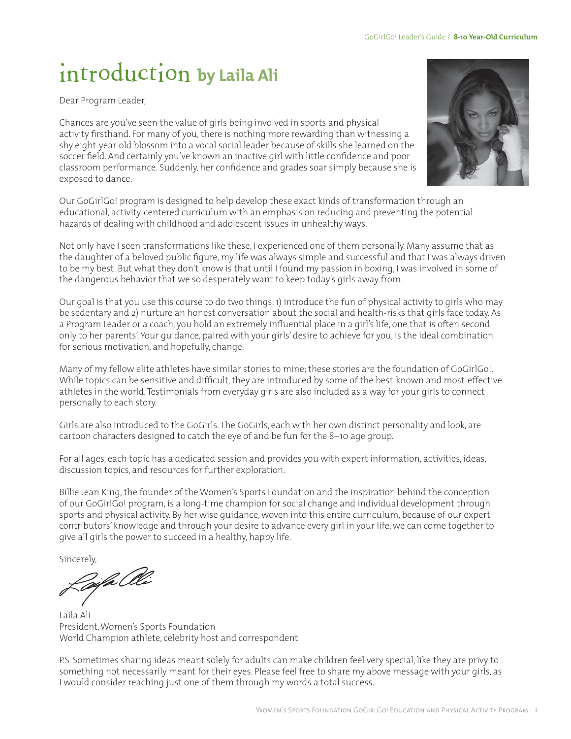# introduction by Laila Ali

Dear Program Leader,

Chances are you've seen the value of girls being involved in sports and physical activity firsthand. For many of you, there is nothing more rewarding than witnessing a shy eight-year-old blossom into a vocal social leader because of skills she learned on the soccer field. And certainly you've known an inactive girl with little confidence and poor classroom performance. Suddenly, her confidence and grades soar simply because she is exposed to dance.

Our GoGirlGo! program is designed to help develop these exact kinds of transformation through an educational, activity-centered curriculum with an emphasis on reducing and preventing the potential hazards of dealing with childhood and adolescent issues in unhealthy ways.

Not only have I seen transformations like these, I experienced one of them personally. Many assume that as the daughter of a beloved public figure, my life was always simple and successful and that I was always driven to be my best. But what they don't know is that until I found my passion in boxing, I was involved in some of the dangerous behavior that we so desperately want to keep today's girls away from.

Our goal is that you use this course to do two things: 1) introduce the fun of physical activity to girls who may be sedentary and 2) nurture an honest conversation about the social and health-risks that girls face today. As a Program Leader or a coach, you hold an extremely influential place in a girl's life, one that is often second only to her parents'. Your guidance, paired with your girls' desire to achieve for you, is the ideal combination for serious motivation, and hopefully, change.

Many of my fellow elite athletes have similar stories to mine; these stories are the foundation of GoGirlGo!. While topics can be sensitive and difficult, they are introduced by some of the best-known and most-effective athletes in the world. Testimonials from everyday girls are also included as a way for your girls to connect personally to each story.

Girls are also introduced to the GoGirls. The GoGirls, each with her own distinct personality and look, are cartoon characters designed to catch the eye of and be fun for the 8–10 age group.

For all ages, each topic has a dedicated session and provides you with expert information, activities, ideas, discussion topics, and resources for further exploration.

Billie Jean King, the founder of the Women's Sports Foundation and the inspiration behind the conception of our GoGirlGo! program, is a long-time champion for social change and individual development through sports and physical activity. By her wise guidance, woven into this entire curriculum, because of our expert contributors' knowledge and through your desire to advance every girl in your life, we can come together to give all girls the power to succeed in a healthy, happy life.

Sincerely,

Laila Ali
President, Women's Sports Foundation
World Champion athlete, celebrity host and correspondent

P.S. Sometimes sharing ideas meant solely for adults can make children feel very special, like they are privy to something not necessarily meant for their eyes. Please feel free to share my above message with your girls, as I would consider reaching just one of them through my words a total success.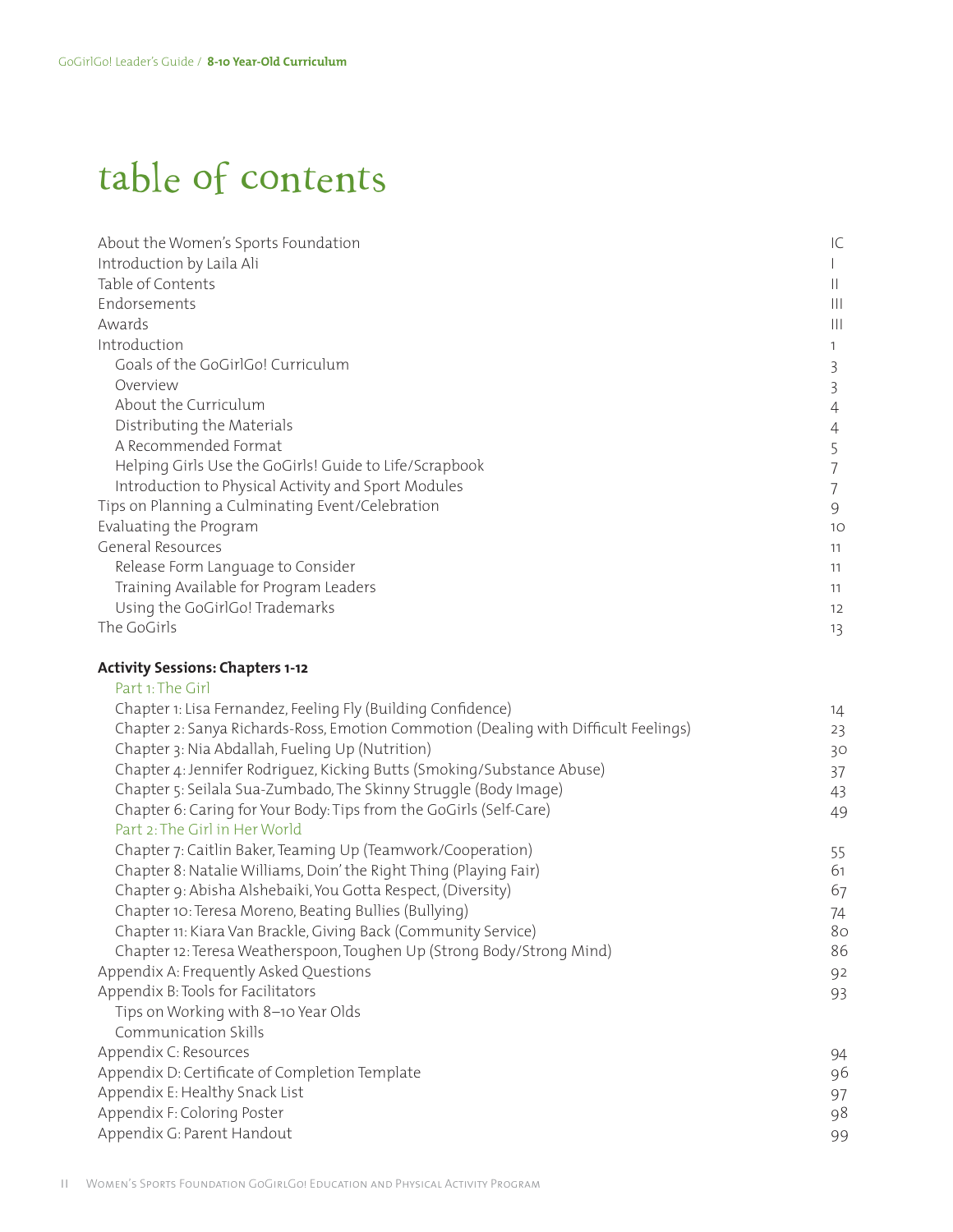# table of contents

| | |
|---|---|
| About the Women's Sports Foundation | IC |
| Introduction by Laila Ali | I |
| Table of Contents | II |
| Endorsements | III |
| Awards | III |
| Introduction | 1 |
| Goals of the GoGirlGo! Curriculum | 3 |
| Overview | 3 |
| About the Curriculum | 4 |
| Distributing the Materials | 4 |
| A Recommended Format | 5 |
| Helping Girls Use the GoGirls! Guide to Life/Scrapbook | 7 |
| Introduction to Physical Activity and Sport Modules | 7 |
| Tips on Planning a Culminating Event/Celebration | 9 |
| Evaluating the Program | 10 |
| General Resources | 11 |
| Release Form Language to Consider | 11 |
| Training Available for Program Leaders | 11 |
| Using the GoGirlGo! Trademarks | 12 |
| The GoGirls | 13 |

**Activity Sessions: Chapters 1-12**

| | |
|---|---|
| Part 1: The Girl | |
| Chapter 1: Lisa Fernandez, Feeling Fly (Building Confidence) | 14 |
| Chapter 2: Sanya Richards-Ross, Emotion Commotion (Dealing with Difficult Feelings) | 23 |
| Chapter 3: Nia Abdallah, Fueling Up (Nutrition) | 30 |
| Chapter 4: Jennifer Rodriguez, Kicking Butts (Smoking/Substance Abuse) | 37 |
| Chapter 5: Seilala Sua-Zumbado, The Skinny Struggle (Body Image) | 43 |
| Chapter 6: Caring for Your Body: Tips from the GoGirls (Self-Care) | 49 |
| Part 2: The Girl in Her World | |
| Chapter 7: Caitlin Baker, Teaming Up (Teamwork/Cooperation) | 55 |
| Chapter 8: Natalie Williams, Doin' the Right Thing (Playing Fair) | 61 |
| Chapter 9: Abisha Alshebaiki, You Gotta Respect, (Diversity) | 67 |
| Chapter 10: Teresa Moreno, Beating Bullies (Bullying) | 74 |
| Chapter 11: Kiara Van Brackle, Giving Back (Community Service) | 80 |
| Chapter 12: Teresa Weatherspoon, Toughen Up (Strong Body/Strong Mind) | 86 |
| Appendix A: Frequently Asked Questions | 92 |
| Appendix B: Tools for Facilitators | 93 |
| Tips on Working with 8–10 Year Olds | |
| Communication Skills | |
| Appendix C: Resources | 94 |
| Appendix D: Certificate of Completion Template | 96 |
| Appendix E: Healthy Snack List | 97 |
| Appendix F: Coloring Poster | 98 |
| Appendix G: Parent Handout | 99 |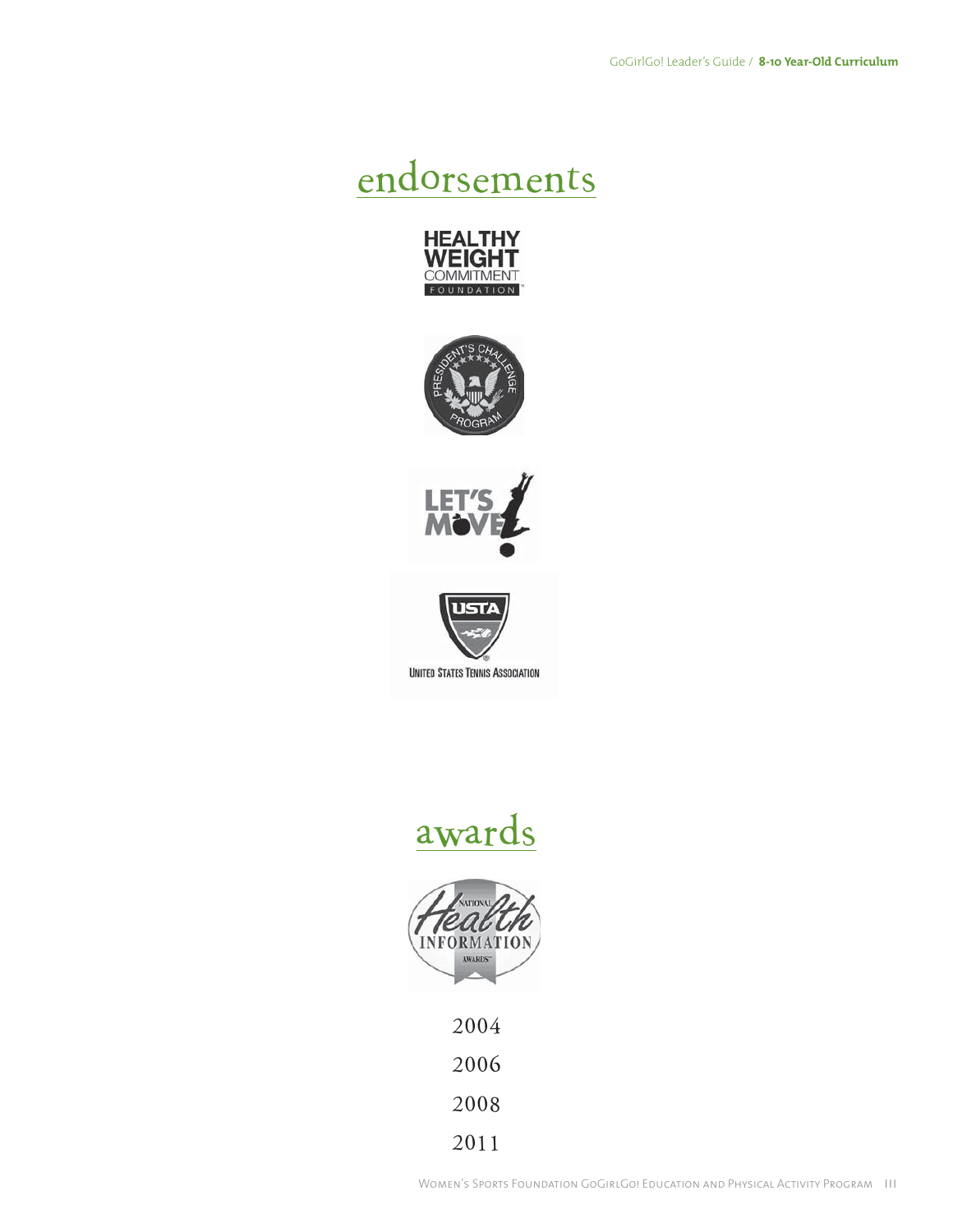# endorsements

HEALTHY WEIGHT COMMITMENT FOUNDATION

PRESIDENT'S CHALLENGE PROGRAM

LET'S MOVE!

USTA
UNITED STATES TENNIS ASSOCIATION

# awards

NATIONAL Health INFORMATION AWARDS

2004

2006

2008

2011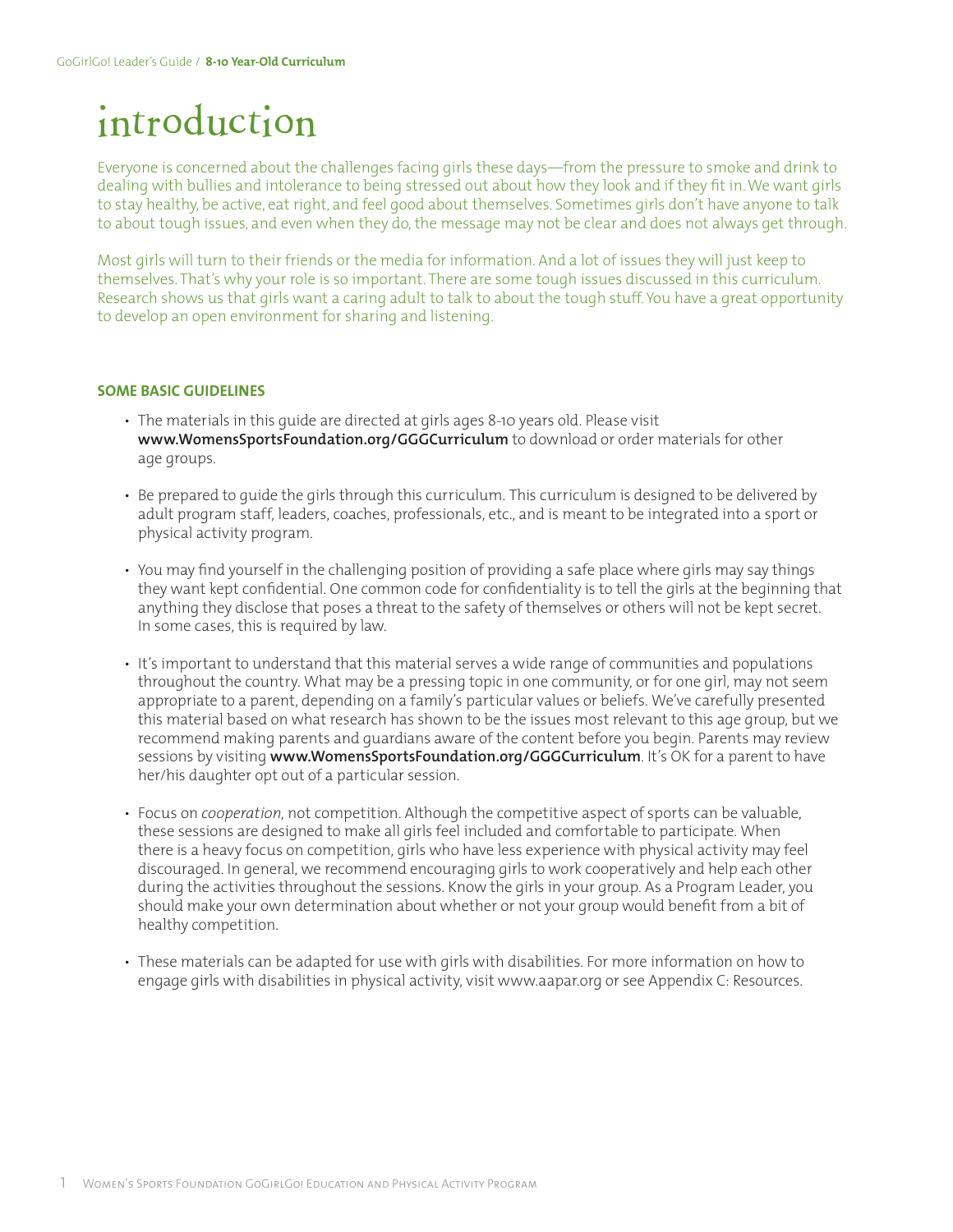# introduction

Everyone is concerned about the challenges facing girls these days—from the pressure to smoke and drink to dealing with bullies and intolerance to being stressed out about how they look and if they fit in. We want girls to stay healthy, be active, eat right, and feel good about themselves. Sometimes girls don't have anyone to talk to about tough issues, and even when they do, the message may not be clear and does not always get through.

Most girls will turn to their friends or the media for information. And a lot of issues they will just keep to themselves. That's why your role is so important. There are some tough issues discussed in this curriculum. Research shows us that girls want a caring adult to talk to about the tough stuff. You have a great opportunity to develop an open environment for sharing and listening.

## SOME BASIC GUIDELINES

- The materials in this guide are directed at girls ages 8-10 years old. Please visit **www.WomensSportsFoundation.org/GGGCurriculum** to download or order materials for other age groups.
- Be prepared to guide the girls through this curriculum. This curriculum is designed to be delivered by adult program staff, leaders, coaches, professionals, etc., and is meant to be integrated into a sport or physical activity program.
- You may find yourself in the challenging position of providing a safe place where girls may say things they want kept confidential. One common code for confidentiality is to tell the girls at the beginning that anything they disclose that poses a threat to the safety of themselves or others will not be kept secret. In some cases, this is required by law.
- It's important to understand that this material serves a wide range of communities and populations throughout the country. What may be a pressing topic in one community, or for one girl, may not seem appropriate to a parent, depending on a family's particular values or beliefs. We've carefully presented this material based on what research has shown to be the issues most relevant to this age group, but we recommend making parents and guardians aware of the content before you begin. Parents may review sessions by visiting **www.WomensSportsFoundation.org/GGGCurriculum**. It's OK for a parent to have her/his daughter opt out of a particular session.
- Focus on *cooperation*, not competition. Although the competitive aspect of sports can be valuable, these sessions are designed to make all girls feel included and comfortable to participate. When there is a heavy focus on competition, girls who have less experience with physical activity may feel discouraged. In general, we recommend encouraging girls to work cooperatively and help each other during the activities throughout the sessions. Know the girls in your group. As a Program Leader, you should make your own determination about whether or not your group would benefit from a bit of healthy competition.
- These materials can be adapted for use with girls with disabilities. For more information on how to engage girls with disabilities in physical activity, visit www.aapar.org or see Appendix C: Resources.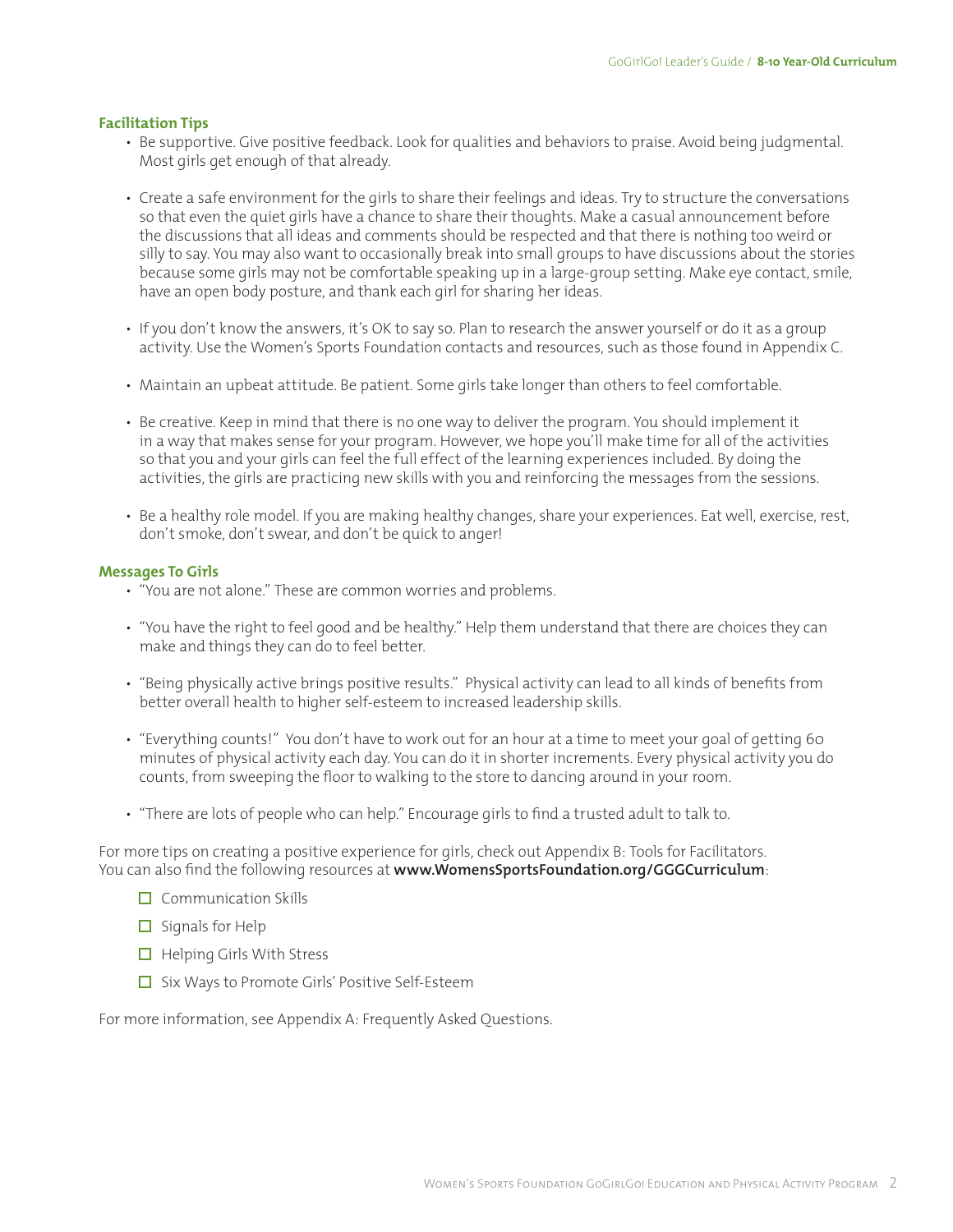### Facilitation Tips

- Be supportive. Give positive feedback. Look for qualities and behaviors to praise. Avoid being judgmental. Most girls get enough of that already.
- Create a safe environment for the girls to share their feelings and ideas. Try to structure the conversations so that even the quiet girls have a chance to share their thoughts. Make a casual announcement before the discussions that all ideas and comments should be respected and that there is nothing too weird or silly to say. You may also want to occasionally break into small groups to have discussions about the stories because some girls may not be comfortable speaking up in a large-group setting. Make eye contact, smile, have an open body posture, and thank each girl for sharing her ideas.
- If you don't know the answers, it's OK to say so. Plan to research the answer yourself or do it as a group activity. Use the Women's Sports Foundation contacts and resources, such as those found in Appendix C.
- Maintain an upbeat attitude. Be patient. Some girls take longer than others to feel comfortable.
- Be creative. Keep in mind that there is no one way to deliver the program. You should implement it in a way that makes sense for your program. However, we hope you'll make time for all of the activities so that you and your girls can feel the full effect of the learning experiences included. By doing the activities, the girls are practicing new skills with you and reinforcing the messages from the sessions.
- Be a healthy role model. If you are making healthy changes, share your experiences. Eat well, exercise, rest, don't smoke, don't swear, and don't be quick to anger!

### Messages To Girls

- "You are not alone." These are common worries and problems.
- "You have the right to feel good and be healthy." Help them understand that there are choices they can make and things they can do to feel better.
- "Being physically active brings positive results." Physical activity can lead to all kinds of benefits from better overall health to higher self-esteem to increased leadership skills.
- "Everything counts!" You don't have to work out for an hour at a time to meet your goal of getting 60 minutes of physical activity each day. You can do it in shorter increments. Every physical activity you do counts, from sweeping the floor to walking to the store to dancing around in your room.
- "There are lots of people who can help." Encourage girls to find a trusted adult to talk to.

For more tips on creating a positive experience for girls, check out Appendix B: Tools for Facilitators. You can also find the following resources at **www.WomensSportsFoundation.org/GGGCurriculum**:

- ☐ Communication Skills
- ☐ Signals for Help
- ☐ Helping Girls With Stress
- ☐ Six Ways to Promote Girls' Positive Self-Esteem

For more information, see Appendix A: Frequently Asked Questions.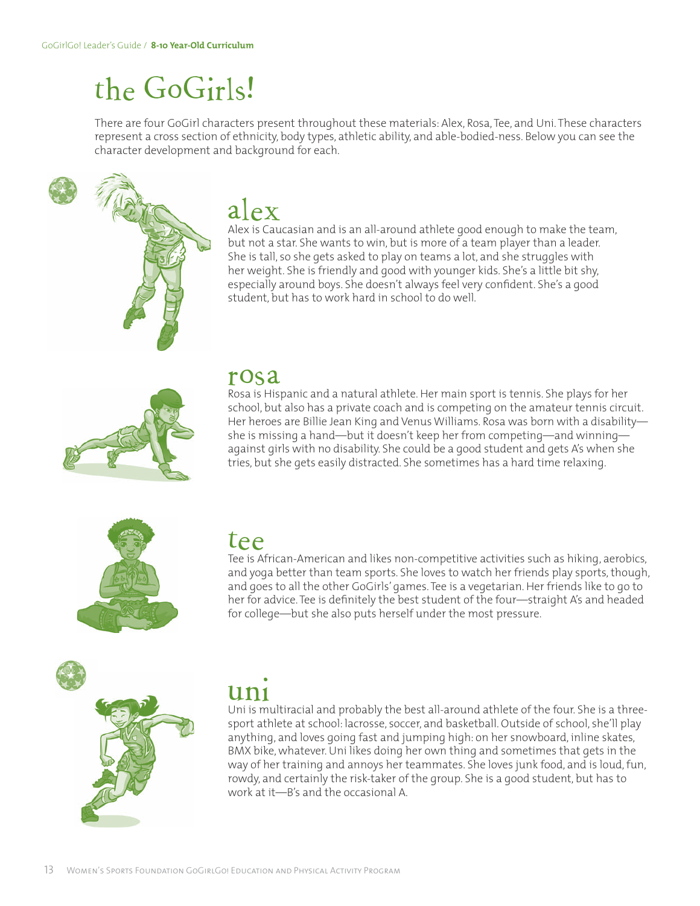# the GoGirls!

There are four GoGirl characters present throughout these materials: Alex, Rosa, Tee, and Uni. These characters represent a cross section of ethnicity, body types, athletic ability, and able-bodied-ness. Below you can see the character development and background for each.

## alex

Alex is Caucasian and is an all-around athlete good enough to make the team, but not a star. She wants to win, but is more of a team player than a leader. She is tall, so she gets asked to play on teams a lot, and she struggles with her weight. She is friendly and good with younger kids. She's a little bit shy, especially around boys. She doesn't always feel very confident. She's a good student, but has to work hard in school to do well.

## rosa

Rosa is Hispanic and a natural athlete. Her main sport is tennis. She plays for her school, but also has a private coach and is competing on the amateur tennis circuit. Her heroes are Billie Jean King and Venus Williams. Rosa was born with a disability—she is missing a hand—but it doesn't keep her from competing—and winning—against girls with no disability. She could be a good student and gets A's when she tries, but she gets easily distracted. She sometimes has a hard time relaxing.

## tee

Tee is African-American and likes non-competitive activities such as hiking, aerobics, and yoga better than team sports. She loves to watch her friends play sports, though, and goes to all the other GoGirls' games. Tee is a vegetarian. Her friends like to go to her for advice. Tee is definitely the best student of the four—straight A's and headed for college—but she also puts herself under the most pressure.

## uni

Uni is multiracial and probably the best all-around athlete of the four. She is a three-sport athlete at school: lacrosse, soccer, and basketball. Outside of school, she'll play anything, and loves going fast and jumping high: on her snowboard, inline skates, BMX bike, whatever. Uni likes doing her own thing and sometimes that gets in the way of her training and annoys her teammates. She loves junk food, and is loud, fun, rowdy, and certainly the risk-taker of the group. She is a good student, but has to work at it—B's and the occasional A.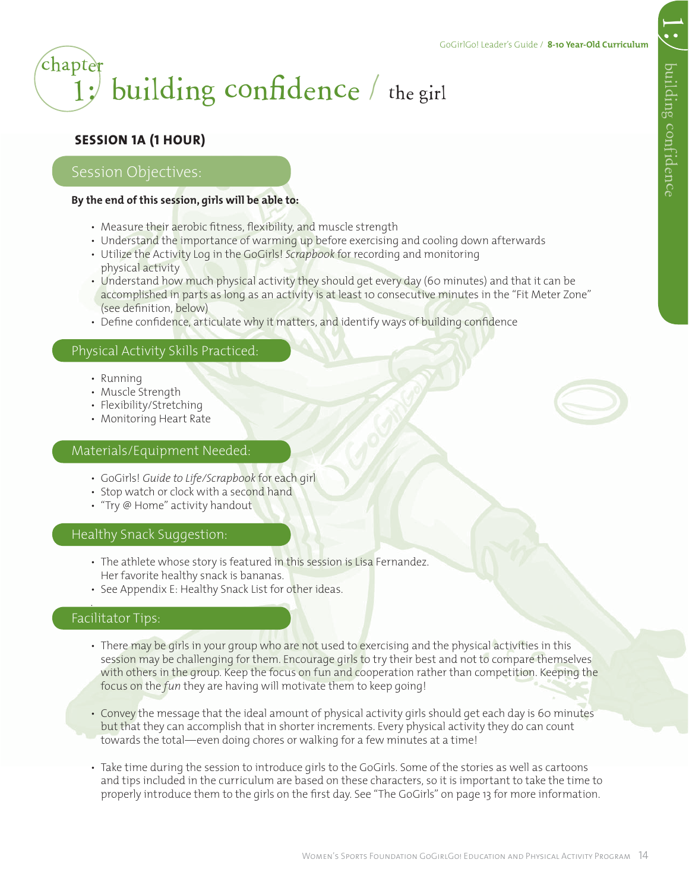# chapter 1: building confidence / the girl

## SESSION 1A (1 HOUR)

### Session Objectives:

**By the end of this session, girls will be able to:**

- Measure their aerobic fitness, flexibility, and muscle strength
- Understand the importance of warming up before exercising and cooling down afterwards
- Utilize the Activity Log in the GoGirls! *Scrapbook* for recording and monitoring physical activity
- Understand how much physical activity they should get every day (60 minutes) and that it can be accomplished in parts as long as an activity is at least 10 consecutive minutes in the "Fit Meter Zone" (see definition, below)
- Define confidence, articulate why it matters, and identify ways of building confidence

### Physical Activity Skills Practiced:

- Running
- Muscle Strength
- Flexibility/Stretching
- Monitoring Heart Rate

### Materials/Equipment Needed:

- GoGirls! *Guide to Life/Scrapbook* for each girl
- Stop watch or clock with a second hand
- "Try @ Home" activity handout

### Healthy Snack Suggestion:

- The athlete whose story is featured in this session is Lisa Fernandez. Her favorite healthy snack is bananas.
- See Appendix E: Healthy Snack List for other ideas.

### Facilitator Tips:

- There may be girls in your group who are not used to exercising and the physical activities in this session may be challenging for them. Encourage girls to try their best and not to compare themselves with others in the group. Keep the focus on fun and cooperation rather than competition. Keeping the focus on the *fun* they are having will motivate them to keep going!

- Convey the message that the ideal amount of physical activity girls should get each day is 60 minutes but that they can accomplish that in shorter increments. Every physical activity they do can count towards the total—even doing chores or walking for a few minutes at a time!

- Take time during the session to introduce girls to the GoGirls. Some of the stories as well as cartoons and tips included in the curriculum are based on these characters, so it is important to take the time to properly introduce them to the girls on the first day. See "The GoGirls" on page 13 for more information.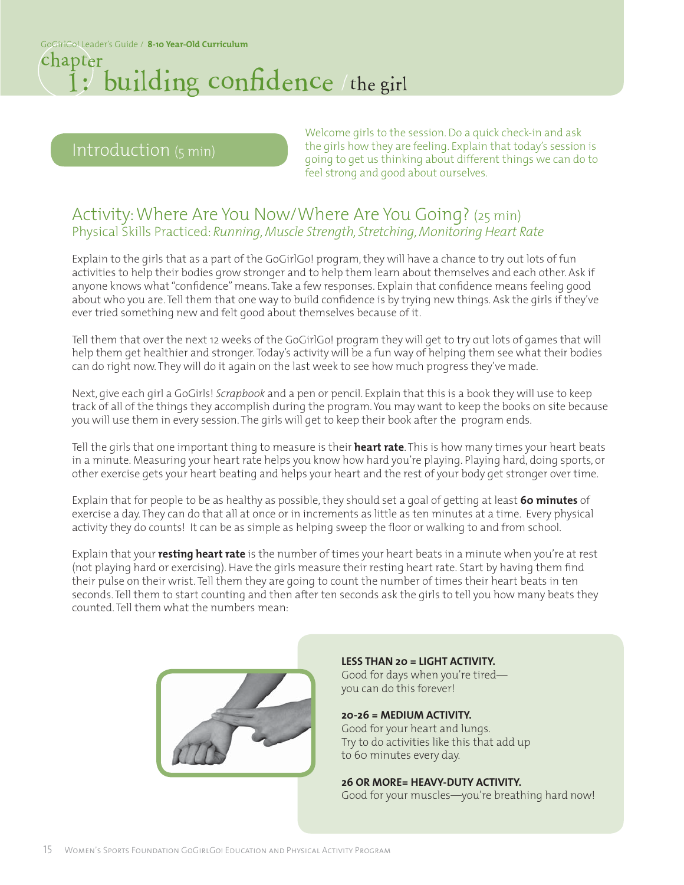# chapter 1: building confidence / the girl

## Introduction (5 min)

Welcome girls to the session. Do a quick check-in and ask the girls how they are feeling. Explain that today's session is going to get us thinking about different things we can do to feel strong and good about ourselves.

## Activity: Where Are You Now/Where Are You Going? (25 min)

Physical Skills Practiced: *Running, Muscle Strength, Stretching, Monitoring Heart Rate*

Explain to the girls that as a part of the GoGirlGo! program, they will have a chance to try out lots of fun activities to help their bodies grow stronger and to help them learn about themselves and each other. Ask if anyone knows what "confidence" means. Take a few responses. Explain that confidence means feeling good about who you are. Tell them that one way to build confidence is by trying new things. Ask the girls if they've ever tried something new and felt good about themselves because of it.

Tell them that over the next 12 weeks of the GoGirlGo! program they will get to try out lots of games that will help them get healthier and stronger. Today's activity will be a fun way of helping them see what their bodies can do right now. They will do it again on the last week to see how much progress they've made.

Next, give each girl a GoGirls! *Scrapbook* and a pen or pencil. Explain that this is a book they will use to keep track of all of the things they accomplish during the program. You may want to keep the books on site because you will use them in every session. The girls will get to keep their book after the program ends.

Tell the girls that one important thing to measure is their **heart rate**. This is how many times your heart beats in a minute. Measuring your heart rate helps you know how hard you're playing. Playing hard, doing sports, or other exercise gets your heart beating and helps your heart and the rest of your body get stronger over time.

Explain that for people to be as healthy as possible, they should set a goal of getting at least **60 minutes** of exercise a day. They can do that all at once or in increments as little as ten minutes at a time. Every physical activity they do counts! It can be as simple as helping sweep the floor or walking to and from school.

Explain that your **resting heart rate** is the number of times your heart beats in a minute when you're at rest (not playing hard or exercising). Have the girls measure their resting heart rate. Start by having them find their pulse on their wrist. Tell them they are going to count the number of times their heart beats in ten seconds. Tell them to start counting and then after ten seconds ask the girls to tell you how many beats they counted. Tell them what the numbers mean:

**LESS THAN 20 = LIGHT ACTIVITY.**
Good for days when you're tired—you can do this forever!

**20-26 = MEDIUM ACTIVITY.**
Good for your heart and lungs. Try to do activities like this that add up to 60 minutes every day.

**26 OR MORE= HEAVY-DUTY ACTIVITY.**
Good for your muscles—you're breathing hard now!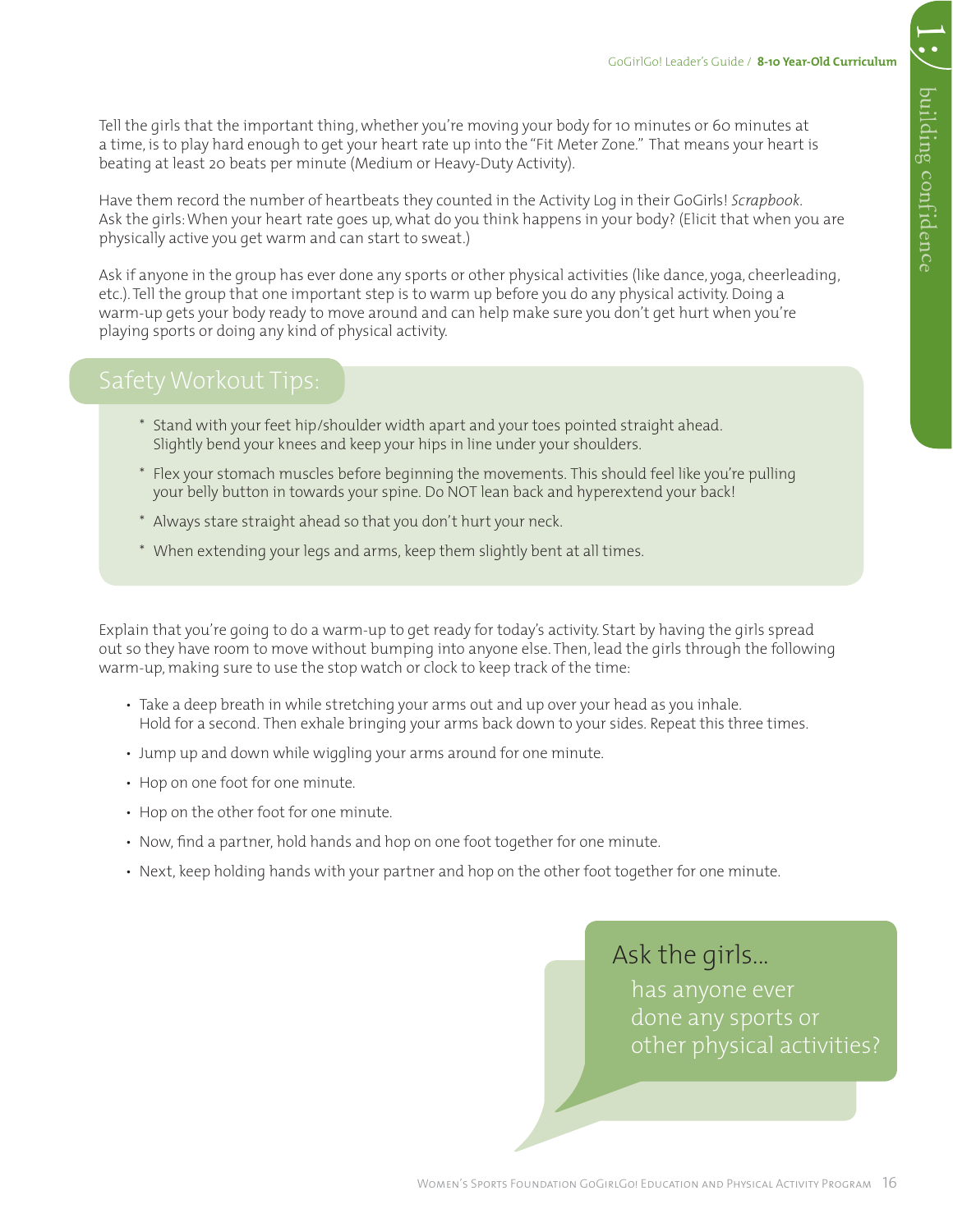Tell the girls that the important thing, whether you're moving your body for 10 minutes or 60 minutes at a time, is to play hard enough to get your heart rate up into the "Fit Meter Zone." That means your heart is beating at least 20 beats per minute (Medium or Heavy-Duty Activity).

Have them record the number of heartbeats they counted in the Activity Log in their GoGirls! *Scrapbook*. Ask the girls: When your heart rate goes up, what do you think happens in your body? (Elicit that when you are physically active you get warm and can start to sweat.)

Ask if anyone in the group has ever done any sports or other physical activities (like dance, yoga, cheerleading, etc.). Tell the group that one important step is to warm up before you do any physical activity. Doing a warm-up gets your body ready to move around and can help make sure you don't get hurt when you're playing sports or doing any kind of physical activity.

## Safety Workout Tips:

* Stand with your feet hip/shoulder width apart and your toes pointed straight ahead. Slightly bend your knees and keep your hips in line under your shoulders.
* Flex your stomach muscles before beginning the movements. This should feel like you're pulling your belly button in towards your spine. Do NOT lean back and hyperextend your back!
* Always stare straight ahead so that you don't hurt your neck.
* When extending your legs and arms, keep them slightly bent at all times.

Explain that you're going to do a warm-up to get ready for today's activity. Start by having the girls spread out so they have room to move without bumping into anyone else. Then, lead the girls through the following warm-up, making sure to use the stop watch or clock to keep track of the time:

- Take a deep breath in while stretching your arms out and up over your head as you inhale. Hold for a second. Then exhale bringing your arms back down to your sides. Repeat this three times.
- Jump up and down while wiggling your arms around for one minute.
- Hop on one foot for one minute.
- Hop on the other foot for one minute.
- Now, find a partner, hold hands and hop on one foot together for one minute.
- Next, keep holding hands with your partner and hop on the other foot together for one minute.

**Ask the girls...**
has anyone ever done any sports or other physical activities?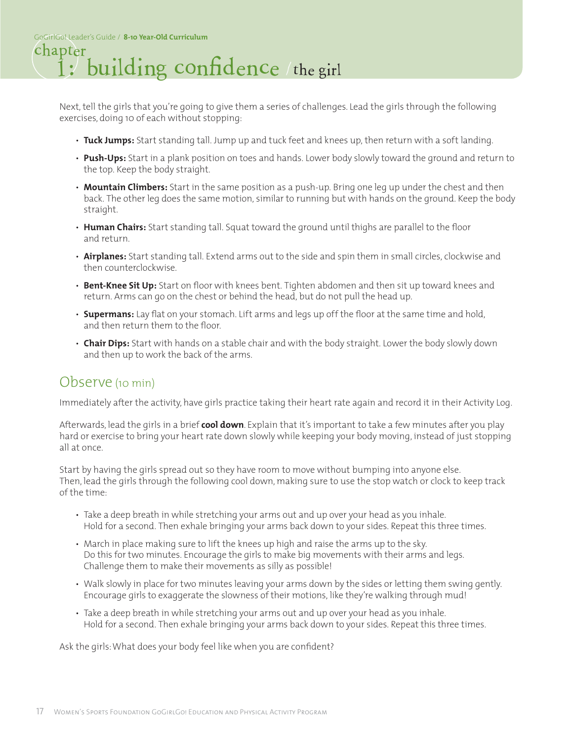Next, tell the girls that you're going to give them a series of challenges. Lead the girls through the following exercises, doing 10 of each without stopping:

- **Tuck Jumps:** Start standing tall. Jump up and tuck feet and knees up, then return with a soft landing.
- **Push-Ups:** Start in a plank position on toes and hands. Lower body slowly toward the ground and return to the top. Keep the body straight.
- **Mountain Climbers:** Start in the same position as a push-up. Bring one leg up under the chest and then back. The other leg does the same motion, similar to running but with hands on the ground. Keep the body straight.
- **Human Chairs:** Start standing tall. Squat toward the ground until thighs are parallel to the floor and return.
- **Airplanes:** Start standing tall. Extend arms out to the side and spin them in small circles, clockwise and then counterclockwise.
- **Bent-Knee Sit Up:** Start on floor with knees bent. Tighten abdomen and then sit up toward knees and return. Arms can go on the chest or behind the head, but do not pull the head up.
- **Supermans:** Lay flat on your stomach. Lift arms and legs up off the floor at the same time and hold, and then return them to the floor.
- **Chair Dips:** Start with hands on a stable chair and with the body straight. Lower the body slowly down and then up to work the back of the arms.

## Observe (10 min)

Immediately after the activity, have girls practice taking their heart rate again and record it in their Activity Log.

Afterwards, lead the girls in a brief **cool down**. Explain that it's important to take a few minutes after you play hard or exercise to bring your heart rate down slowly while keeping your body moving, instead of just stopping all at once.

Start by having the girls spread out so they have room to move without bumping into anyone else. Then, lead the girls through the following cool down, making sure to use the stop watch or clock to keep track of the time:

- Take a deep breath in while stretching your arms out and up over your head as you inhale. Hold for a second. Then exhale bringing your arms back down to your sides. Repeat this three times.
- March in place making sure to lift the knees up high and raise the arms up to the sky. Do this for two minutes. Encourage the girls to make big movements with their arms and legs. Challenge them to make their movements as silly as possible!
- Walk slowly in place for two minutes leaving your arms down by the sides or letting them swing gently. Encourage girls to exaggerate the slowness of their motions, like they're walking through mud!
- Take a deep breath in while stretching your arms out and up over your head as you inhale. Hold for a second. Then exhale bringing your arms back down to your sides. Repeat this three times.

Ask the girls: What does your body feel like when you are confident?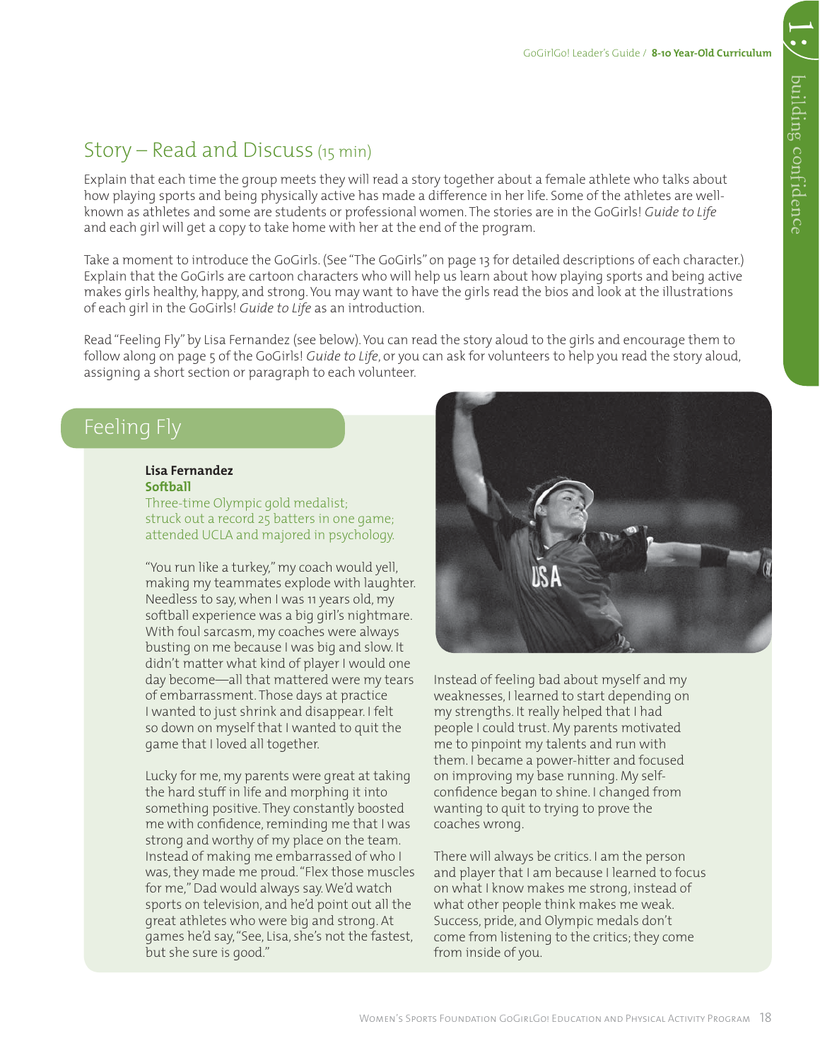## Story – Read and Discuss (15 min)

Explain that each time the group meets they will read a story together about a female athlete who talks about how playing sports and being physically active has made a difference in her life. Some of the athletes are well-known as athletes and some are students or professional women. The stories are in the GoGirls! *Guide to Life* and each girl will get a copy to take home with her at the end of the program.

Take a moment to introduce the GoGirls. (See "The GoGirls" on page 13 for detailed descriptions of each character.) Explain that the GoGirls are cartoon characters who will help us learn about how playing sports and being active makes girls healthy, happy, and strong. You may want to have the girls read the bios and look at the illustrations of each girl in the GoGirls! *Guide to Life* as an introduction.

Read "Feeling Fly" by Lisa Fernandez (see below). You can read the story aloud to the girls and encourage them to follow along on page 5 of the GoGirls! *Guide to Life*, or you can ask for volunteers to help you read the story aloud, assigning a short section or paragraph to each volunteer.

### Feeling Fly

**Lisa Fernandez**
**Softball**
Three-time Olympic gold medalist; struck out a record 25 batters in one game; attended UCLA and majored in psychology.

"You run like a turkey," my coach would yell, making my teammates explode with laughter. Needless to say, when I was 11 years old, my softball experience was a big girl's nightmare. With foul sarcasm, my coaches were always busting on me because I was big and slow. It didn't matter what kind of player I would one day become—all that mattered were my tears of embarrassment. Those days at practice I wanted to just shrink and disappear. I felt so down on myself that I wanted to quit the game that I loved all together.

Lucky for me, my parents were great at taking the hard stuff in life and morphing it into something positive. They constantly boosted me with confidence, reminding me that I was strong and worthy of my place on the team. Instead of making me embarrassed of who I was, they made me proud. "Flex those muscles for me," Dad would always say. We'd watch sports on television, and he'd point out all the great athletes who were big and strong. At games he'd say, "See, Lisa, she's not the fastest, but she sure is good."

Instead of feeling bad about myself and my weaknesses, I learned to start depending on my strengths. It really helped that I had people I could trust. My parents motivated me to pinpoint my talents and run with them. I became a power-hitter and focused on improving my base running. My self-confidence began to shine. I changed from wanting to quit to trying to prove the coaches wrong.

There will always be critics. I am the person and player that I am because I learned to focus on what I know makes me strong, instead of what other people think makes me weak. Success, pride, and Olympic medals don't come from listening to the critics; they come from inside of you.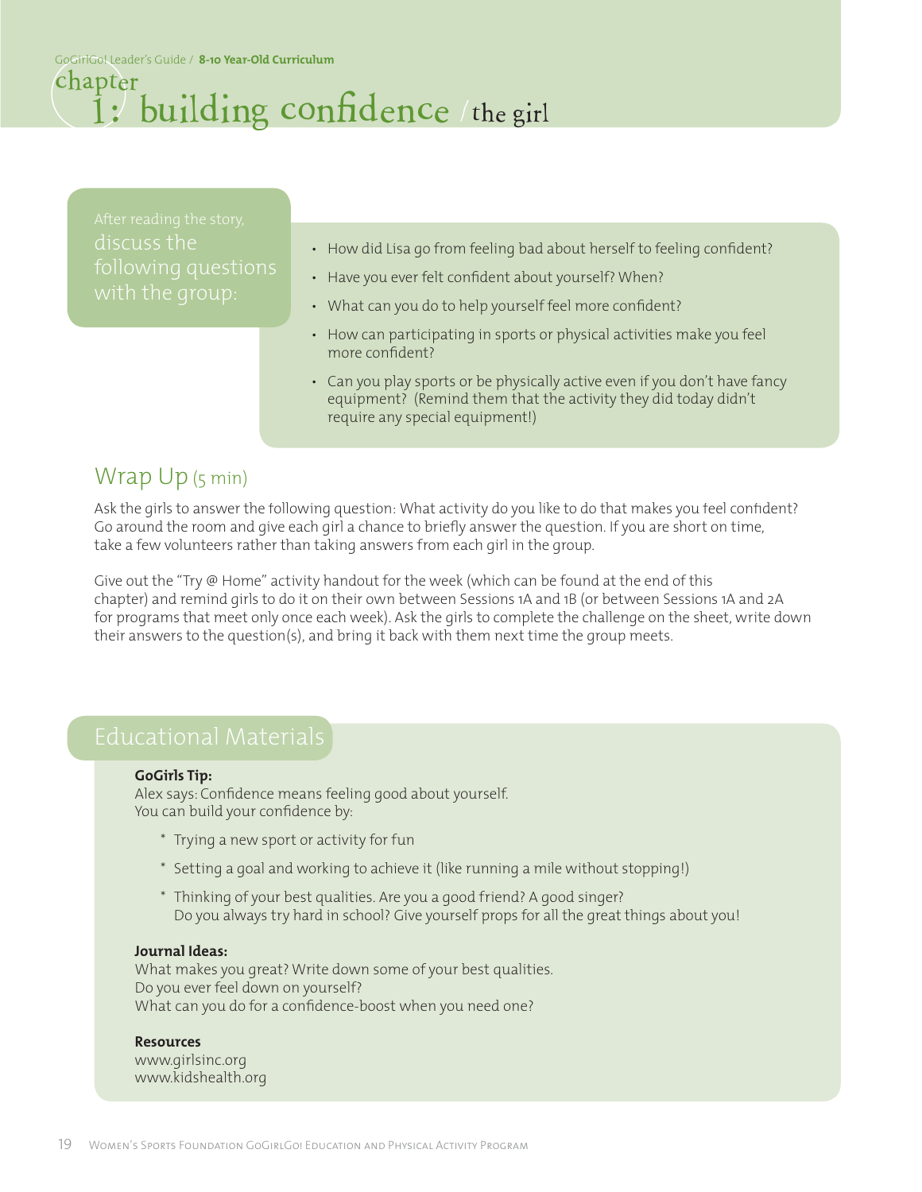# chapter 1: building confidence / the girl

After reading the story, discuss the following questions with the group:

- How did Lisa go from feeling bad about herself to feeling confident?
- Have you ever felt confident about yourself? When?
- What can you do to help yourself feel more confident?
- How can participating in sports or physical activities make you feel more confident?
- Can you play sports or be physically active even if you don't have fancy equipment? (Remind them that the activity they did today didn't require any special equipment!)

## Wrap Up (5 min)

Ask the girls to answer the following question: What activity do you like to do that makes you feel confident? Go around the room and give each girl a chance to briefly answer the question. If you are short on time, take a few volunteers rather than taking answers from each girl in the group.

Give out the "Try @ Home" activity handout for the week (which can be found at the end of this chapter) and remind girls to do it on their own between Sessions 1A and 1B (or between Sessions 1A and 2A for programs that meet only once each week). Ask the girls to complete the challenge on the sheet, write down their answers to the question(s), and bring it back with them next time the group meets.

## Educational Materials

**GoGirls Tip:**
Alex says: Confidence means feeling good about yourself.
You can build your confidence by:

* Trying a new sport or activity for fun
* Setting a goal and working to achieve it (like running a mile without stopping!)
* Thinking of your best qualities. Are you a good friend? A good singer? Do you always try hard in school? Give yourself props for all the great things about you!

**Journal Ideas:**
What makes you great? Write down some of your best qualities.
Do you ever feel down on yourself?
What can you do for a confidence-boost when you need one?

**Resources**
www.girlsinc.org
www.kidshealth.org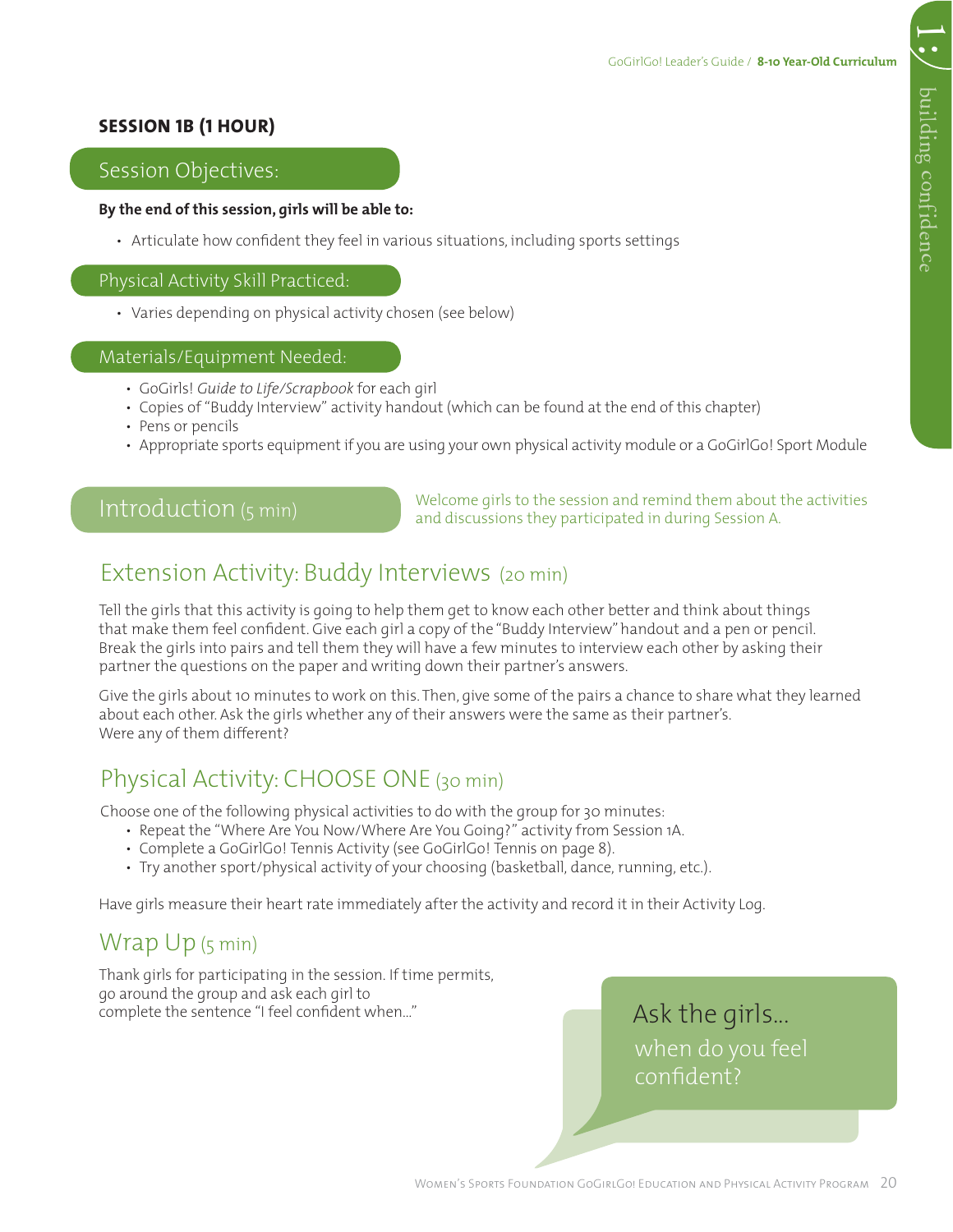## SESSION 1B (1 HOUR)

### Session Objectives:

**By the end of this session, girls will be able to:**

- Articulate how confident they feel in various situations, including sports settings

### Physical Activity Skill Practiced:

- Varies depending on physical activity chosen (see below)

### Materials/Equipment Needed:

- GoGirls! *Guide to Life/Scrapbook* for each girl
- Copies of "Buddy Interview" activity handout (which can be found at the end of this chapter)
- Pens or pencils
- Appropriate sports equipment if you are using your own physical activity module or a GoGirlGo! Sport Module

### Introduction (5 min)

Welcome girls to the session and remind them about the activities and discussions they participated in during Session A.

## Extension Activity: Buddy Interviews (20 min)

Tell the girls that this activity is going to help them get to know each other better and think about things that make them feel confident. Give each girl a copy of the "Buddy Interview" handout and a pen or pencil. Break the girls into pairs and tell them they will have a few minutes to interview each other by asking their partner the questions on the paper and writing down their partner's answers.

Give the girls about 10 minutes to work on this. Then, give some of the pairs a chance to share what they learned about each other. Ask the girls whether any of their answers were the same as their partner's. Were any of them different?

## Physical Activity: CHOOSE ONE (30 min)

Choose one of the following physical activities to do with the group for 30 minutes:

- Repeat the "Where Are You Now/Where Are You Going?" activity from Session 1A.
- Complete a GoGirlGo! Tennis Activity (see GoGirlGo! Tennis on page 8).
- Try another sport/physical activity of your choosing (basketball, dance, running, etc.).

Have girls measure their heart rate immediately after the activity and record it in their Activity Log.

## Wrap Up (5 min)

Thank girls for participating in the session. If time permits, go around the group and ask each girl to complete the sentence "I feel confident when..."

**Ask the girls...**
when do you feel confident?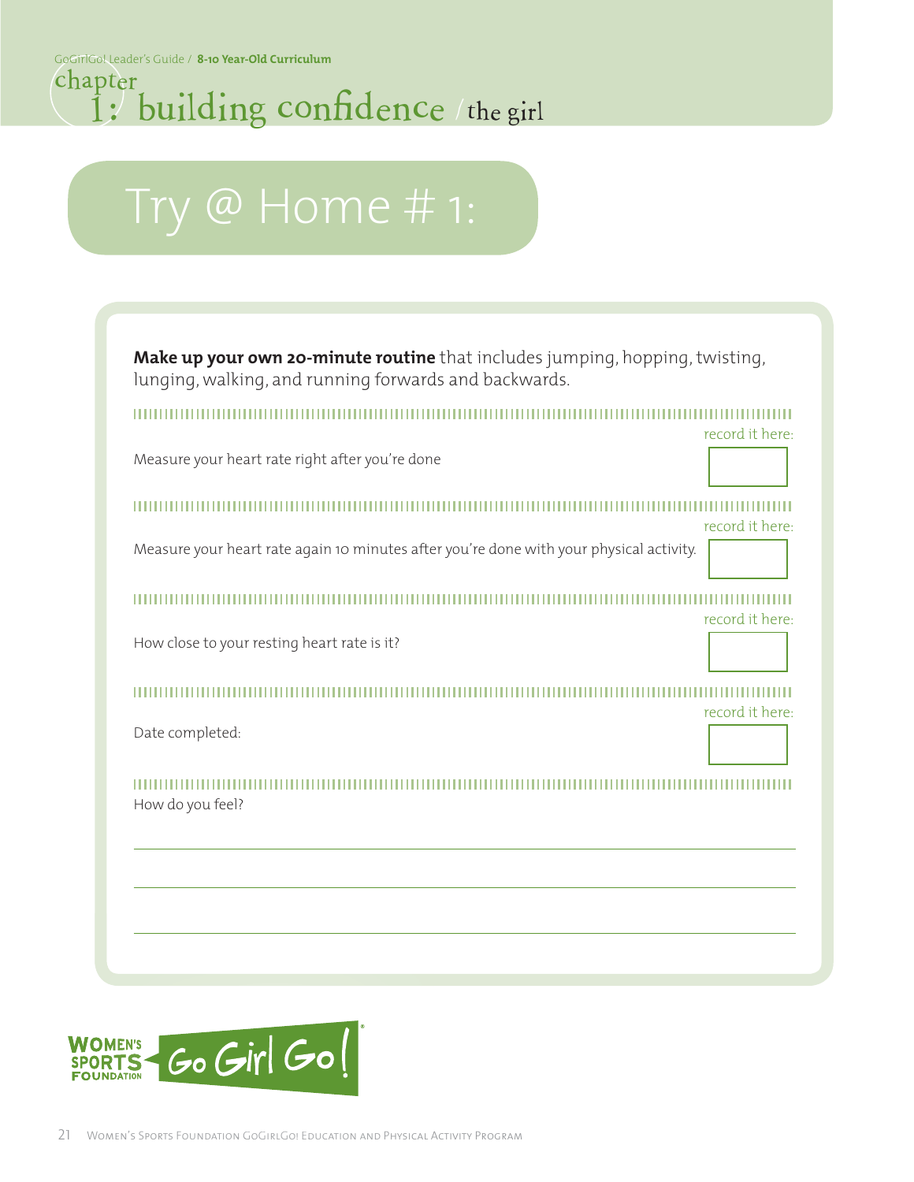# chapter 1: building confidence / the girl

## Try @ Home # 1:

**Make up your own 20-minute routine** that includes jumping, hopping, twisting, lunging, walking, and running forwards and backwards.

---

Measure your heart rate right after you're done — record it here: ______

---

Measure your heart rate again 10 minutes after you're done with your physical activity. — record it here: ______

---

How close to your resting heart rate is it? — record it here: ______

---

Date completed: — record it here: ______

---

How do you feel?

______________________________________________

______________________________________________

______________________________________________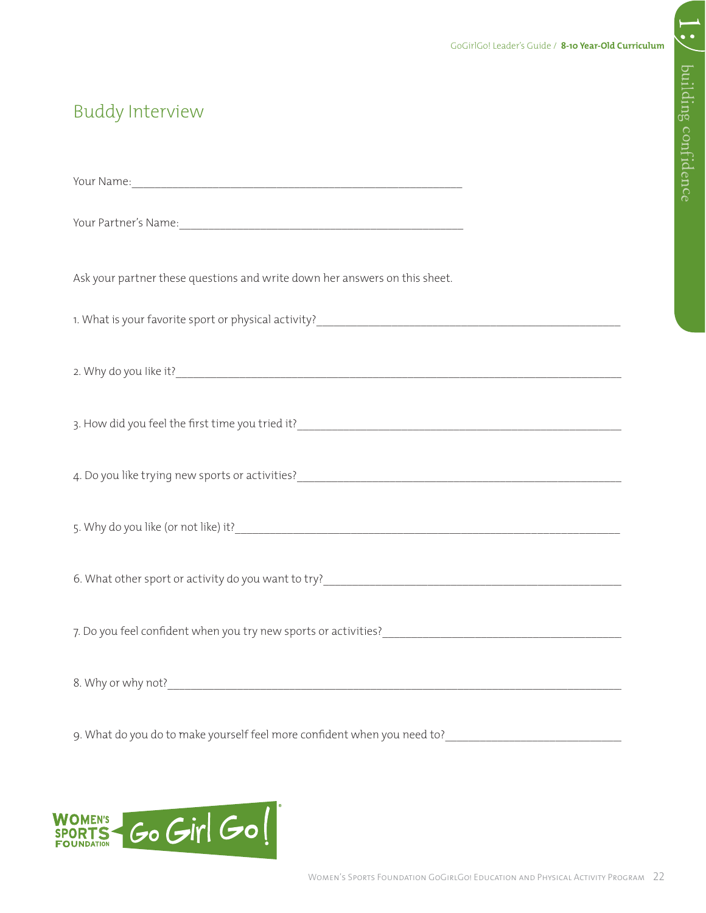## Buddy Interview

Your Name:\_\_\_\_\_\_\_\_\_\_\_\_\_\_\_\_\_\_\_\_\_\_\_\_\_\_\_\_\_\_\_\_\_\_\_\_\_\_\_\_

Your Partner's Name:\_\_\_\_\_\_\_\_\_\_\_\_\_\_\_\_\_\_\_\_\_\_\_\_\_\_\_\_\_\_\_\_\_\_\_\_

Ask your partner these questions and write down her answers on this sheet.

1. What is your favorite sport or physical activity?\_\_\_\_\_\_\_\_\_\_\_\_\_\_\_\_\_\_\_\_\_\_\_\_\_\_\_\_\_\_\_\_\_\_\_\_

2. Why do you like it?\_\_\_\_\_\_\_\_\_\_\_\_\_\_\_\_\_\_\_\_\_\_\_\_\_\_\_\_\_\_\_\_\_\_\_\_\_\_\_\_\_\_\_\_\_\_\_\_\_\_\_\_\_\_\_\_

3. How did you feel the first time you tried it?\_\_\_\_\_\_\_\_\_\_\_\_\_\_\_\_\_\_\_\_\_\_\_\_\_\_\_\_\_\_\_\_\_\_\_\_\_\_\_\_

4. Do you like trying new sports or activities?\_\_\_\_\_\_\_\_\_\_\_\_\_\_\_\_\_\_\_\_\_\_\_\_\_\_\_\_\_\_\_\_\_\_\_\_\_\_\_\_

5. Why do you like (or not like) it?\_\_\_\_\_\_\_\_\_\_\_\_\_\_\_\_\_\_\_\_\_\_\_\_\_\_\_\_\_\_\_\_\_\_\_\_\_\_\_\_\_\_\_\_\_\_\_\_

6. What other sport or activity do you want to try?\_\_\_\_\_\_\_\_\_\_\_\_\_\_\_\_\_\_\_\_\_\_\_\_\_\_\_\_\_\_\_\_\_\_\_\_\_

7. Do you feel confident when you try new sports or activities?\_\_\_\_\_\_\_\_\_\_\_\_\_\_\_\_\_\_\_\_\_\_\_\_\_\_\_\_\_\_

8. Why or why not?\_\_\_\_\_\_\_\_\_\_\_\_\_\_\_\_\_\_\_\_\_\_\_\_\_\_\_\_\_\_\_\_\_\_\_\_\_\_\_\_\_\_\_\_\_\_\_\_\_\_\_\_\_\_\_\_\_\_

9. What do you do to make yourself feel more confident when you need to?\_\_\_\_\_\_\_\_\_\_\_\_\_\_\_\_\_\_\_\_\_